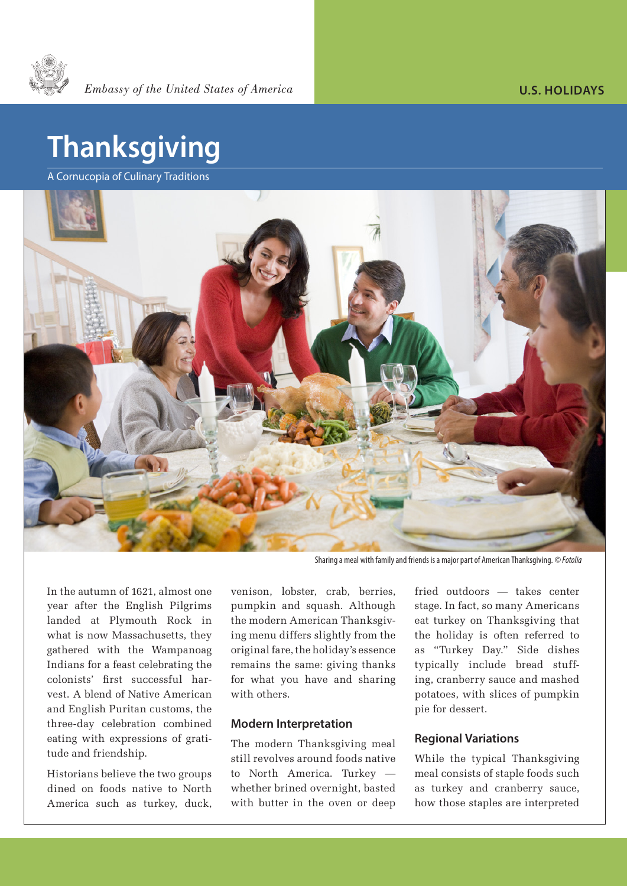*Embassy of the United States of America*

**U.S. HOLIDAYS**

# Thanksgiving

A Cornucopia of Culinary Traditions

Sharing a meal with family and friends is a major part of American Thanksgiving. © *Fotolia*

In the autumn of 1621, almost one year after the English Pilgrims landed at Plymouth Rock in what is now Massachusetts, they gathered with the Wampanoag Indians for a feast celebrating the colonists' first successful harvest. A blend of Native American and English Puritan customs, the three-day celebration combined eating with expressions of gratitude and friendship.

Historians believe the two groups dined on foods native to North America such as turkey, duck, venison, lobster, crab, berries, pumpkin and squash. Although the modern American Thanksgiving menu differs slightly from the original fare, the holiday's essence remains the same: giving thanks for what you have and sharing with others.

## Modern Interpretation

The modern Thanksgiving meal still revolves around foods native to North America. Turkey — whether brined overnight, basted with butter in the oven or deep fried outdoors — takes center stage. In fact, so many Americans eat turkey on Thanksgiving that the holiday is often referred to as "Turkey Day." Side dishes typically include bread stuffing, cranberry sauce and mashed potatoes, with slices of pumpkin pie for dessert.

## Regional Variations

While the typical Thanksgiving meal consists of staple foods such as turkey and cranberry sauce, how those staples are interpreted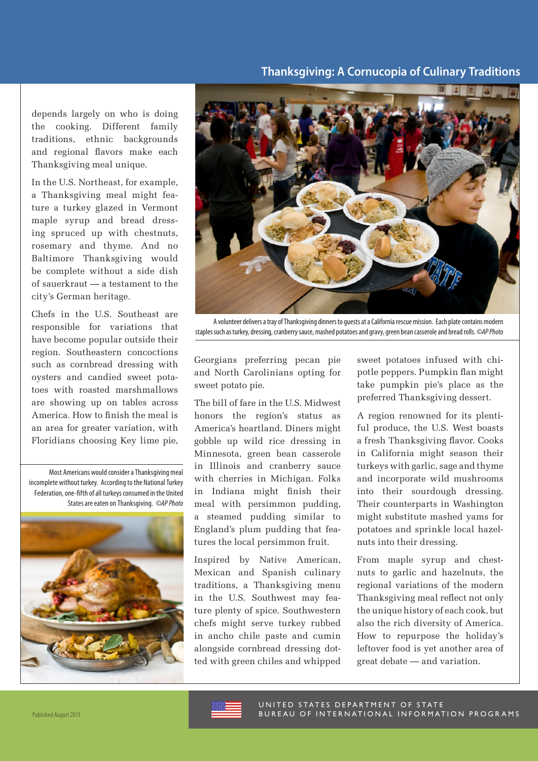depends largely on who is doing the cooking. Different family traditions, ethnic backgrounds and regional flavors make each Thanksgiving meal unique.

In the U.S. Northeast, for example, a Thanksgiving meal might feature a turkey glazed in Vermont maple syrup and bread dressing spruced up with chestnuts, rosemary and thyme. And no Baltimore Thanksgiving would be complete without a side dish of sauerkraut — a testament to the city's German heritage.

Chefs in the U.S. Southeast are responsible for variations that have become popular outside their region. Southeastern concoctions such as cornbread dressing with oysters and candied sweet potatoes with roasted marshmallows are showing up on tables across America. How to finish the meal is an area for greater variation, with Floridians choosing Key lime pie, Georgians preferring pecan pie and North Carolinians opting for sweet potato pie.

The bill of fare in the U.S. Midwest honors the region's status as America's heartland. Diners might gobble up wild rice dressing in Minnesota, green bean casserole in Illinois and cranberry sauce with cherries in Michigan. Folks in Indiana might finish their meal with persimmon pudding, a steamed pudding similar to England's plum pudding that features the local persimmon fruit.

Inspired by Native American, Mexican and Spanish culinary traditions, a Thanksgiving menu in the U.S. Southwest may feature plenty of spice. Southwestern chefs might serve turkey rubbed in ancho chile paste and cumin alongside cornbread dressing dotted with green chiles and whipped sweet potatoes infused with chipotle peppers. Pumpkin flan might take pumpkin pie's place as the preferred Thanksgiving dessert.

A region renowned for its plentiful produce, the U.S. West boasts a fresh Thanksgiving flavor. Cooks in California might season their turkeys with garlic, sage and thyme and incorporate wild mushrooms into their sourdough dressing. Their counterparts in Washington might substitute mashed yams for potatoes and sprinkle local hazelnuts into their dressing.

From maple syrup and chestnuts to garlic and hazelnuts, the regional variations of the modern Thanksgiving meal reflect not only the unique history of each cook, but also the rich diversity of America. How to repurpose the holiday's leftover food is yet another area of great debate — and variation.

A volunteer delivers a tray of Thanksgiving dinners to guests at a California rescue mission. Each plate contains modern staples such as turkey, dressing, cranberry sauce, mashed potatoes and gravy, green bean casserole and bread rolls. *©AP Photo*

Most Americans would consider a Thanksgiving meal incomplete without turkey. According to the National Turkey Federation, one-fifth of all turkeys consumed in the United States are eaten on Thanksgiving. *©AP Photo*

Published August 2013

UNITED STATES DEPARTMENT OF STATE
BUREAU OF INTERNATIONAL INFORMATION PROGRAMS